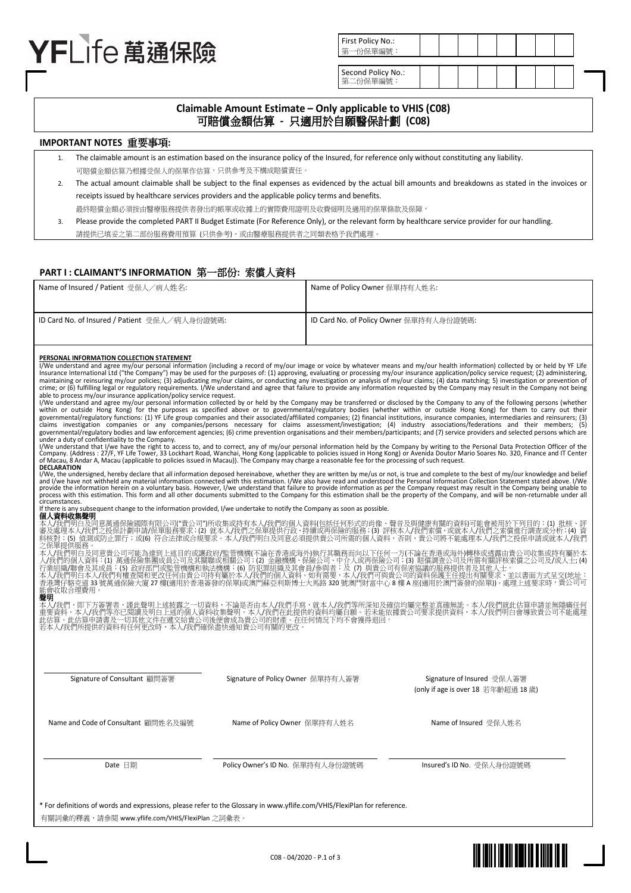YFLife 萬通保險

| First Policy No.: 第一份保單編號： | | | | | | | | |
|---|---|---|---|---|---|---|---|---|

| Second Policy No.: 第二份保單編號： | | | | | | | | |
|---|---|---|---|---|---|---|---|---|

# Claimable Amount Estimate – Only applicable to VHIS (C08)
# 可賠償金額估算 - 只適用於自願醫保計劃 (C08)

## IMPORTANT NOTES 重要事項:

1. The claimable amount is an estimation based on the insurance policy of the Insured, for reference only without constituting any liability.
   可賠償金額估算乃根據受保人的保單作估算，只供參考及不構成賠償責任。
2. The actual amount claimable shall be subject to the final expenses as evidenced by the actual bill amounts and breakdowns as stated in the invoices or receipts issued by healthcare services providers and the applicable policy terms and benefits.
   最終賠償金額必須按由醫療服務提供者發出的帳單或收據上的實際費用證明及收費細明及適用的保單條款及保障。
3. Please provide the completed PART II Budget Estimate (For Reference Only), or the relevant form by healthcare service provider for our handling.
   請提供已填妥之第二部份服務費用預算 (只供參考)，或由醫療服務提供者之同類表格予我們處理。

## PART I : CLAIMANT'S INFORMATION 第一部份: 索償人資料

| Name of Insured / Patient 受保人／病人姓名: | Name of Policy Owner 保單持有人姓名: |
|---|---|
| ID Card No. of Insured / Patient 受保人／病人身份證號碼: | ID Card No. of Policy Owner 保單持有人身份證號碼: |

**PERSONAL INFORMATION COLLECTION STATEMENT**

I/We understand and agree my/our personal information (including a record of my/our image or voice by whatever means and my/our health information) collected by or held by YF Life Insurance International Ltd ("the Company") may be used for the purposes of: (1) approving, evaluating or processing my/our insurance application/policy service request; (2) administering, maintaining or reinsuring my/our policies; (3) adjudicating my/our claims, or conducting any investigation or analysis of my/our claims; (4) data matching; 5) investigation or prevention of crime; or (6) fulfilling legal or regulatory requirements. I/We understand and agree that failure to provide any information requested by the Company may result in the Company not being able to process my/our insurance application/policy service request.

I/We understand and agree my/our personal information collected by or held by the Company may be transferred or disclosed by the Company to any of the following persons (whether within or outside Hong Kong) for the purposes as specified above or to governmental/regulatory bodies (whether within or outside Hong Kong) for them to carry out their governmental/regulatory functions: (1) YF Life group companies and their associated/affiliated companies; (2) financial institutions, insurance companies, intermediaries and reinsurers; (3) claims investigation companies or any companies/persons necessary for claims assessment/investigation; (4) industry associations/federations and their members; (5) governmental/regulatory bodies and law enforcement agencies; (6) crime prevention organisations and their members/participants; and (7) service providers and selected persons which are under a duty of confidentiality to the Company.

I/We understand that I/we have the right to access to, and to correct, any of my/our personal information held by the Company by writing to the Personal Data Protection Officer of the Company. (Address : 27/F, YF Life Tower, 33 Lockhart Road, Wanchai, Hong Kong (applicable to policies issued in Hong Kong) or Avenida Doutor Mario Soares No. 320, Finance and IT Center of Macau, 8 Andar A, Macau (applicable to policies issued in Macau)). The Company may charge a reasonable fee for the processing of such request.

**DECLARATION**

I/We, the undersigned, hereby declare that all information deposed hereinabove, whether they are written by me/us or not, is true and complete to the best of my/our knowledge and belief and I/we have not withheld any material information connected with this estimation. I/We also have read and understood the Personal Information Collection Statement stated above. I/We provide the information herein on a voluntary basis. However, I/we understand that failure to provide information as per the Company request may result in the Company being unable to process with this estimation. This form and all other documents submitted to the Company for this estimation shall be the property of the Company, and will be non-returnable under all circumstances.

If there is any subsequent change to the information provided, I/we undertake to notify the Company as soon as possible.

**個人資料收集聲明**

本人/我們明白及同意萬通保險國際有限公司("貴公司")所收集或持有本人/我們的個人資料(包括任何形式的肖像、聲音及與健康有關的資料)可能會被用於下列目的：(1) 批核、評審及處理本人/我們之投保計劃申請/保單服務要求；(2) 就本人/我們之保單提供行政、持續或再保險的服務；(3) 評核本人/我們索償，或就本人/我們之索償進行調查或分析；(4) 資料核對；(5) 偵測或防止罪行；或(6) 符合法律或合規要求。本人/我們明白及同意必須提供貴公司所需的個人資料，否則，貴公司將不能處理本人/我們之投保申請或就本人/我們之保單提供服務。

本人/我們明白及同意貴公司可能為達到上述目的或讓政府/監管機構(不論在香港或海外)執行其職務而向以下任何一方(不論在香港或海外)轉移或透露由貴公司收集或持有屬於本人/我們的個人資料：(1) 萬通保險集團成員公司及其關聯或相關公司；(2) 金融機構、保險公司、中介人或再保險公司；(3) 賠償調查公司及所需有關評核索償之公司及/或人士；(4) 行業組織/聯會及其成員；(5) 政府部門或監管機構和執法機構；(6) 防犯罪組織及其會員/參與者；及 (7) 與貴公司有保密協議的服務提供者及其他人士。

本人/我們明白本人/我們有權查閱和更改任何由貴公司持有屬於本人/我們的個人資料。如有需要，本人/我們可與貴公司的資料保護主任提出有關要求，並以書面方式呈交(地址：香港灣仔駱克道 33 號萬通保險大廈 27 樓(適用於香港簽發的保單)或澳門蘇亞利斯博士大馬路 320 號澳門財富中心 8 樓 A 座(適用於澳門簽發的保單))。處理上述要求時，貴公司可能會收取合理費用。

**聲明**

本人/我們，即下方簽署者，謹此聲明上述披露之一切資料，不論是否由本人/我們手寫，就本人/我們等所深知及確信均屬完整並真確無訛。本人/我們就此估算中請並無隱瞞任何重要資料。本人/我們等亦已閱讀及明白上述的個人資料收集聲明。本人/我們在此提供的資料均屬自願。若未能依據貴公司要求提供資料，本人/我們明白會導致貴公司不能處理此估算。此估算申請書及一切其他文件在遞交給貴公司後便會成為貴公司的財產，在任何情況下均不會獲得退回。

若本人/我們所提供的資料有任何更改時，本人/我們確保盡快通知貴公司有關的更改。

| Signature of Consultant 顧問簽署 | Signature of Policy Owner 保單持有人簽署 | Signature of Insured 受保人簽署 (only if age is over 18 若年齡超過 18 歲) |
|---|---|---|
| Name and Code of Consultant 顧問姓名及編號 | Name of Policy Owner 保單持有人姓名 | Name of Insured 受保人姓名 |
| Date 日期 | Policy Owner's ID No. 保單持有人身份證號碼 | Insured's ID No. 受保人身份證號碼 |

\* For definitions of words and expressions, please refer to the Glossary in www.yflife.com/VHIS/FlexiPlan for reference.

有關詞彙的釋義，請參閱 www.yflife.com/VHIS/FlexiPlan 之詞彙表。

C08 - 04/2020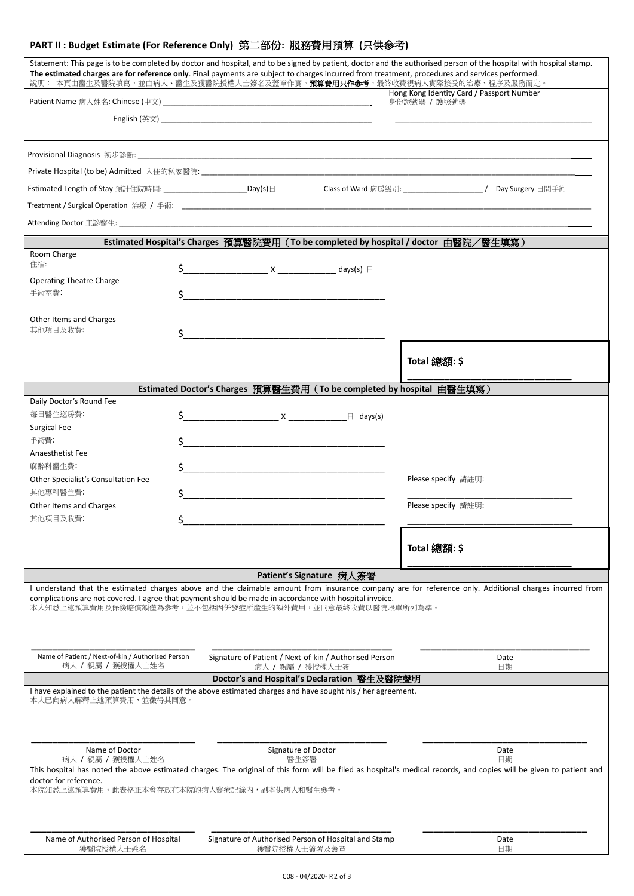## PART II : Budget Estimate (For Reference Only) 第二部份: 服務費用預算 (只供參考)

Statement: This page is to be completed by doctor and hospital, and to be signed by patient, doctor and the authorised person of the hospital with hospital stamp. **The estimated charges are for reference only**. Final payments are subject to charges incurred from treatment, procedures and services performed.
說明： 本頁由醫生及醫院填寫，並由病人、醫生及獲醫院授權人士簽名及蓋章作實。**預算費用只作參考**，最終收費視病人實際接受的治療、程序及服務而定。

Patient Name 病人姓名: Chinese (中文) ______________________________

English (英文) ______________________________

Hong Kong Identity Card / Passport Number 身份證號碼 / 護照號碼 ______________________________

Provisional Diagnosis 初步診斷: ______________________________

Private Hospital (to be) Admitted 入住的私家醫院: ______________________________

Estimated Length of Stay 預計住院時間: ____________ Day(s)日　　Class of Ward 病房級別: ____________ / Day Surgery 日間手術

Treatment / Surgical Operation 治療 / 手術: ______________________________

Attending Doctor 主診醫生: ______________________________

### Estimated Hospital's Charges 預算醫院費用（To be completed by hospital / doctor 由醫院／醫生填寫）

Room Charge 住宿: $____________ x ____________ days(s) 日

Operating Theatre Charge 手術室費: $______________________________

Other Items and Charges 其他項目及收費: $______________________________

**Total 總額: $** ______________________________

### Estimated Doctor's Charges 預算醫生費用（To be completed by hospital 由醫生填寫）

Daily Doctor's Round Fee 每日醫生巡房費: $____________ x ____________ 日 days(s)

Surgical Fee 手術費: $______________________________

Anaesthetist Fee 麻醉科醫生費: $______________________________

Other Specialist's Consultation Fee 其他專科醫生費: $______________________________　Please specify 請註明: ____________

Other Items and Charges 其他項目及收費: $______________________________　Please specify 請註明: ____________

**Total 總額: $** ______________________________

### Patient's Signature 病人簽署

I understand that the estimated charges above and the claimable amount from insurance company are for reference only. Additional charges incurred from complications are not covered. I agree that payment should be made in accordance with hospital invoice.
本人知悉上述預算費用及保險賠償額僅為參考，並不包括因併發症所產生的額外費用，並同意最終收費以醫院賬單所列為準。

| ____________________ | ____________________ | ____________________ |
|---|---|---|
| Name of Patient / Next-of-kin / Authorised Person 病人 / 親屬 / 獲授權人士姓名 | Signature of Patient / Next-of-kin / Authorised Person 病人 / 親屬 / 獲授權人士簽 | Date 日期 |

### Doctor's and Hospital's Declaration 醫生及醫院聲明

I have explained to the patient the details of the above estimated charges and have sought his / her agreement.
本人已向病人解釋上述預算費用，並徵得其同意。

| ____________________ | ____________________ | ____________________ |
|---|---|---|
| Name of Doctor 病人 / 親屬 / 獲授權人士姓名 | Signature of Doctor 醫生簽署 | Date 日期 |

This hospital has noted the above estimated charges. The original of this form will be filed as hospital's medical records, and copies will be given to patient and doctor for reference.
本院知悉上述預算費用。此表格正本會存放在本院的病人醫療記錄內，副本供病人和醫生參考。

| ____________________ | ____________________ | ____________________ |
|---|---|---|
| Name of Authorised Person of Hospital 獲醫院授權人士姓名 | Signature of Authorised Person of Hospital and Stamp 獲醫院授權人士簽署及蓋章 | Date 日期 |

C08 - 04/2020- P.2 of 3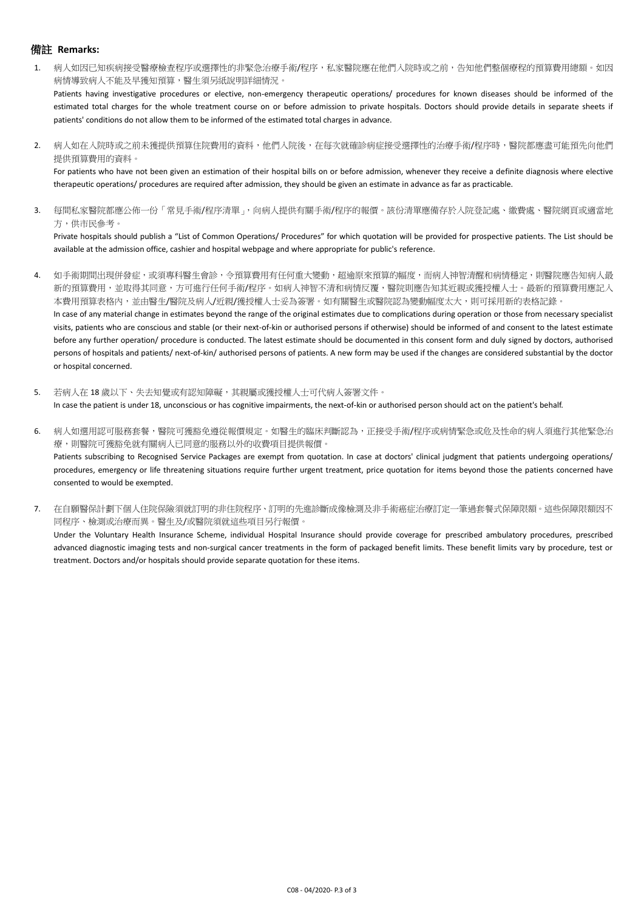## 備註 Remarks:

1. 病人如因已知疾病接受醫療檢查程序或選擇性的非緊急治療手術/程序，私家醫院應在他們入院時或之前，告知他們整個療程的預算費用總額。如因病情導致病人不能及早獲知預算，醫生須另紙說明詳細情況。

   Patients having investigative procedures or elective, non-emergency therapeutic operations/ procedures for known diseases should be informed of the estimated total charges for the whole treatment course on or before admission to private hospitals. Doctors should provide details in separate sheets if patients' conditions do not allow them to be informed of the estimated total charges in advance.

2. 病人如在入院時或之前未獲提供預算住院費用的資料，他們入院後，在每次就確診病症接受選擇性的治療手術/程序時，醫院都應盡可能預先向他們提供預算費用的資料。

   For patients who have not been given an estimation of their hospital bills on or before admission, whenever they receive a definite diagnosis where elective therapeutic operations/ procedures are required after admission, they should be given an estimate in advance as far as practicable.

3. 每間私家醫院都應公佈一份「常見手術/程序清單」，向病人提供有關手術/程序的報價。該份清單應備存於入院登記處、繳費處、醫院網頁或適當地方，供市民參考。

   Private hospitals should publish a "List of Common Operations/ Procedures" for which quotation will be provided for prospective patients. The List should be available at the admission office, cashier and hospital webpage and where appropriate for public's reference.

4. 如手術期間出現併發症，或須專科醫生會診，令預算費用有任何重大變動，超逾原來預算的幅度，而病人神智清醒和病情穩定，則醫院應告知病人最新的預算費用，並取得其同意，方可進行任何手術/程序。如病人神智不清和病情反覆，醫院則應告知其近親或獲授權人士。最新的預算費用應記入本費用預算表格內，並由醫生/醫院及病人/近親/獲授權人士妥為簽署。如有關醫生或醫院認為變動幅度太大，則可採用新的表格記錄。

   In case of any material change in estimates beyond the range of the original estimates due to complications during operation or those from necessary specialist visits, patients who are conscious and stable (or their next-of-kin or authorised persons if otherwise) should be informed of and consent to the latest estimate before any further operation/ procedure is conducted. The latest estimate should be documented in this consent form and duly signed by doctors, authorised persons of hospitals and patients/ next-of-kin/ authorised persons of patients. A new form may be used if the changes are considered substantial by the doctor or hospital concerned.

5. 若病人在 18 歲以下、失去知覺或有認知障礙，其親屬或獲授權人士可代病人簽署文件。

   In case the patient is under 18, unconscious or has cognitive impairments, the next-of-kin or authorised person should act on the patient's behalf.

6. 病人如選用認可服務套餐，醫院可獲豁免遵從報價規定。如醫生的臨床判斷認為，正接受手術/程序或病情緊急或危及性命的病人須進行其他緊急治療，則醫院可獲豁免就有關病人已同意的服務以外的收費項目提供報價。

   Patients subscribing to Recognised Service Packages are exempt from quotation. In case at doctors' clinical judgment that patients undergoing operations/ procedures, emergency or life threatening situations require further urgent treatment, price quotation for items beyond those the patients concerned have consented to would be exempted.

7. 在自願醫保計劃下個人住院保險須就訂明的非住院程序、訂明的先進診斷成像檢測及非手術癌症治療訂定一筆過套餐式保障限額。這些保障限額因不同程序、檢測或治療而異。醫生及/或醫院須就這些項目另行報價。

   Under the Voluntary Health Insurance Scheme, individual Hospital Insurance should provide coverage for prescribed ambulatory procedures, prescribed advanced diagnostic imaging tests and non-surgical cancer treatments in the form of packaged benefit limits. These benefit limits vary by procedure, test or treatment. Doctors and/or hospitals should provide separate quotation for these items.

C08 - 04/2020- P.3 of 3